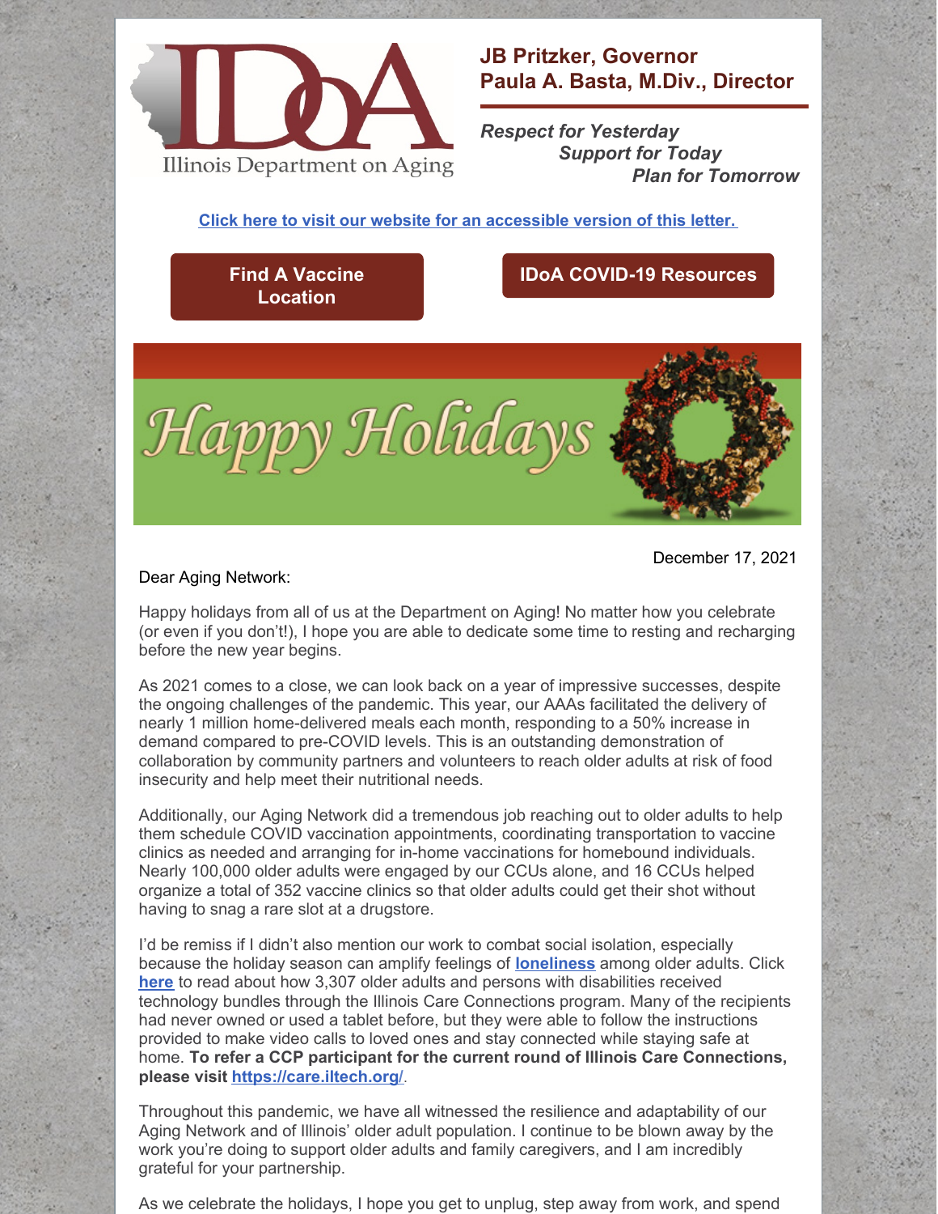Illinois Department on Aging

**JB Pritzker, Governor**
**Paula A. Basta, M.Div., Director**

*Respect for Yesterday*
*Support for Today*
*Plan for Tomorrow*

**[Click here to visit our website for an accessible version of this letter.]**

**Find A Vaccine Location**

**IDoA COVID-19 Resources**

Happy Holidays

December 17, 2021

Dear Aging Network:

Happy holidays from all of us at the Department on Aging! No matter how you celebrate (or even if you don't!), I hope you are able to dedicate some time to resting and recharging before the new year begins.

As 2021 comes to a close, we can look back on a year of impressive successes, despite the ongoing challenges of the pandemic. This year, our AAAs facilitated the delivery of nearly 1 million home-delivered meals each month, responding to a 50% increase in demand compared to pre-COVID levels. This is an outstanding demonstration of collaboration by community partners and volunteers to reach older adults at risk of food insecurity and help meet their nutritional needs.

Additionally, our Aging Network did a tremendous job reaching out to older adults to help them schedule COVID vaccination appointments, coordinating transportation to vaccine clinics as needed and arranging for in-home vaccinations for homebound individuals. Nearly 100,000 older adults were engaged by our CCUs alone, and 16 CCUs helped organize a total of 352 vaccine clinics so that older adults could get their shot without having to snag a rare slot at a drugstore.

I'd be remiss if I didn't also mention our work to combat social isolation, especially because the holiday season can amplify feelings of **loneliness** among older adults. Click **here** to read about how 3,307 older adults and persons with disabilities received technology bundles through the Illinois Care Connections program. Many of the recipients had never owned or used a tablet before, but they were able to follow the instructions provided to make video calls to loved ones and stay connected while staying safe at home. **To refer a CCP participant for the current round of Illinois Care Connections, please visit https://care.iltech.org/**.

Throughout this pandemic, we have all witnessed the resilience and adaptability of our Aging Network and of Illinois' older adult population. I continue to be blown away by the work you're doing to support older adults and family caregivers, and I am incredibly grateful for your partnership.

As we celebrate the holidays, I hope you get to unplug, step away from work, and spend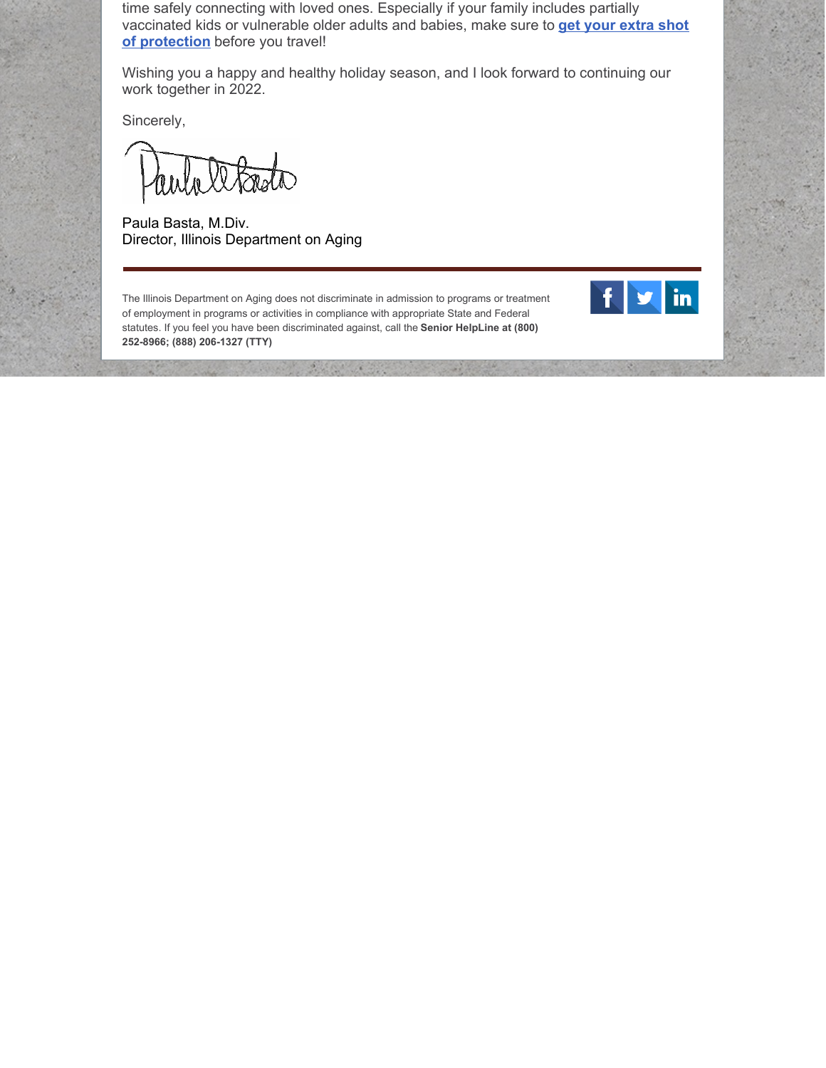time safely connecting with loved ones. Especially if your family includes partially vaccinated kids or vulnerable older adults and babies, make sure to **get your extra shot of protection** before you travel!

Wishing you a happy and healthy holiday season, and I look forward to continuing our work together in 2022.

Sincerely,

Paula Basta, M.Div.
Director, Illinois Department on Aging

---

The Illinois Department on Aging does not discriminate in admission to programs or treatment of employment in programs or activities in compliance with appropriate State and Federal statutes. If you feel you have been discriminated against, call the **Senior HelpLine at (800) 252-8966; (888) 206-1327 (TTY)**